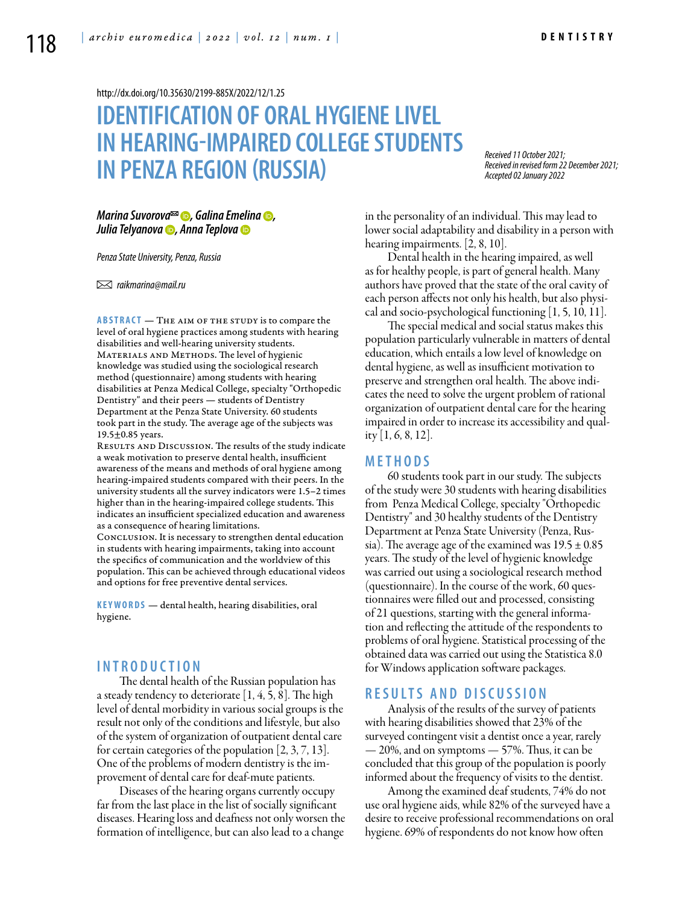http://dx.doi.org/10.35630/2199-885X/2022/12/1.25

# IDENTIFICATION OF ORAL HYGIENE LIVEL IN HEARING-IMPAIRED COLLEGE STUDENTS IN PENZA REGION (RUSSIA)

*Received 11 October 2021; Received in revised form 22 December 2021; Accepted 02 January 2022*

***Marina Suvorova✉, Galina Emelina, Julia Telyanova, Anna Teplova***

*Penza State University, Penza, Russia*

✉ *raikmarina@mail.ru*

**ABSTRACT** — The aim of the study is to compare the level of oral hygiene practices among students with hearing disabilities and well-hearing university students.
Materials and Methods. The level of hygienic knowledge was studied using the sociological research method (questionnaire) among students with hearing disabilities at Penza Medical College, specialty "Orthopedic Dentistry" and their peers — students of Dentistry Department at the Penza State University. 60 students took part in the study. The average age of the subjects was 19.5±0.85 years.
Results and Discussion. The results of the study indicate a weak motivation to preserve dental health, insufficient awareness of the means and methods of oral hygiene among hearing-impaired students compared with their peers. In the university students all the survey indicators were 1.5–2 times higher than in the hearing-impaired college students. This indicates an insufficient specialized education and awareness as a consequence of hearing limitations.
Conclusion. It is necessary to strengthen dental education in students with hearing impairments, taking into account the specifics of communication and the worldview of this population. This can be achieved through educational videos and options for free preventive dental services.

**KEYWORDS** — dental health, hearing disabilities, oral hygiene.

## INTRODUCTION

The dental health of the Russian population has a steady tendency to deteriorate [1, 4, 5, 8]. The high level of dental morbidity in various social groups is the result not only of the conditions and lifestyle, but also of the system of organization of outpatient dental care for certain categories of the population [2, 3, 7, 13]. One of the problems of modern dentistry is the improvement of dental care for deaf-mute patients.

Diseases of the hearing organs currently occupy far from the last place in the list of socially significant diseases. Hearing loss and deafness not only worsen the formation of intelligence, but can also lead to a change in the personality of an individual. This may lead to lower social adaptability and disability in a person with hearing impairments. [2, 8, 10].

Dental health in the hearing impaired, as well as for healthy people, is part of general health. Many authors have proved that the state of the oral cavity of each person affects not only his health, but also physical and socio-psychological functioning [1, 5, 10, 11].

The special medical and social status makes this population particularly vulnerable in matters of dental education, which entails a low level of knowledge on dental hygiene, as well as insufficient motivation to preserve and strengthen oral health. The above indicates the need to solve the urgent problem of rational organization of outpatient dental care for the hearing impaired in order to increase its accessibility and quality [1, 6, 8, 12].

## METHODS

60 students took part in our study. The subjects of the study were 30 students with hearing disabilities from Penza Medical College, specialty "Orthopedic Dentistry" and 30 healthy students of the Dentistry Department at Penza State University (Penza, Russia). The average age of the examined was 19.5 ± 0.85 years. The study of the level of hygienic knowledge was carried out using a sociological research method (questionnaire). In the course of the work, 60 questionnaires were filled out and processed, consisting of 21 questions, starting with the general information and reflecting the attitude of the respondents to problems of oral hygiene. Statistical processing of the obtained data was carried out using the Statistica 8.0 for Windows application software packages.

## RESULTS AND DISCUSSION

Analysis of the results of the survey of patients with hearing disabilities showed that 23% of the surveyed contingent visit a dentist once a year, rarely — 20%, and on symptoms — 57%. Thus, it can be concluded that this group of the population is poorly informed about the frequency of visits to the dentist.

Among the examined deaf students, 74% do not use oral hygiene aids, while 82% of the surveyed have a desire to receive professional recommendations on oral hygiene. 69% of respondents do not know how often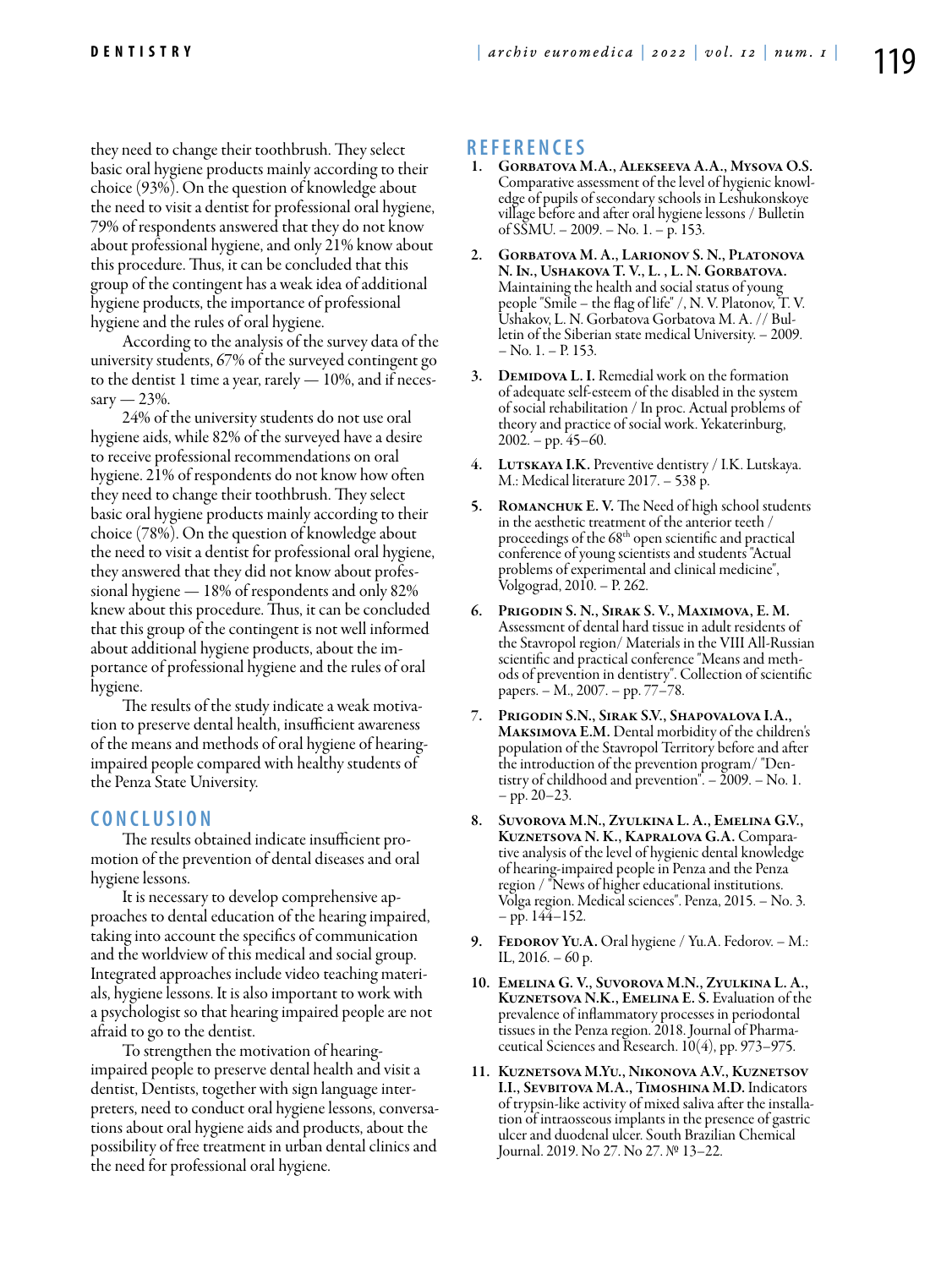they need to change their toothbrush. They select basic oral hygiene products mainly according to their choice (93%). On the question of knowledge about the need to visit a dentist for professional oral hygiene, 79% of respondents answered that they do not know about professional hygiene, and only 21% know about this procedure. Thus, it can be concluded that this group of the contingent has a weak idea of additional hygiene products, the importance of professional hygiene and the rules of oral hygiene.

According to the analysis of the survey data of the university students, 67% of the surveyed contingent go to the dentist 1 time a year, rarely — 10%, and if necessary — 23%.

24% of the university students do not use oral hygiene aids, while 82% of the surveyed have a desire to receive professional recommendations on oral hygiene. 21% of respondents do not know how often they need to change their toothbrush. They select basic oral hygiene products mainly according to their choice (78%). On the question of knowledge about the need to visit a dentist for professional oral hygiene, they answered that they did not know about professional hygiene — 18% of respondents and only 82% knew about this procedure. Thus, it can be concluded that this group of the contingent is not well informed about additional hygiene products, about the importance of professional hygiene and the rules of oral hygiene.

The results of the study indicate a weak motivation to preserve dental health, insufficient awareness of the means and methods of oral hygiene of hearing-impaired people compared with healthy students of the Penza State University.

## CONCLUSION

The results obtained indicate insufficient promotion of the prevention of dental diseases and oral hygiene lessons.

It is necessary to develop comprehensive approaches to dental education of the hearing impaired, taking into account the specifics of communication and the worldview of this medical and social group. Integrated approaches include video teaching materials, hygiene lessons. It is also important to work with a psychologist so that hearing impaired people are not afraid to go to the dentist.

To strengthen the motivation of hearing-impaired people to preserve dental health and visit a dentist, Dentists, together with sign language interpreters, need to conduct oral hygiene lessons, conversations about oral hygiene aids and products, about the possibility of free treatment in urban dental clinics and the need for professional oral hygiene.

## REFERENCES

1. **Gorbatova M.A., Alekseeva A.A., Mysova O.S.** Comparative assessment of the level of hygienic knowledge of pupils of secondary schools in Leshukonskoye village before and after oral hygiene lessons / Bulletin of SSMU. – 2009. – No. 1. – p. 153.
2. **Gorbatova M. A., Larionov S. N., Platonova N. In., Ushakova T. V., L. , L. N. Gorbatova.** Maintaining the health and social status of young people "Smile – the flag of life" /, N. V. Platonov, T. V. Ushakov, L. N. Gorbatova Gorbatova M. A. // Bulletin of the Siberian state medical University. – 2009. – No. 1. – P. 153.
3. **Demidova L. I.** Remedial work on the formation of adequate self-esteem of the disabled in the system of social rehabilitation / In proc. Actual problems of theory and practice of social work. Yekaterinburg, 2002. – pp. 45–60.
4. **Lutskaya I.K.** Preventive dentistry / I.K. Lutskaya. M.: Medical literature 2017. – 538 p.
5. **Romanchuk E. V.** The Need of high school students in the aesthetic treatment of the anterior teeth / proceedings of the 68[th] open scientific and practical conference of young scientists and students "Actual problems of experimental and clinical medicine", Volgograd, 2010. – P. 262.
6. **Prigodin S. N., Sirak S. V., Maximova, E. M.** Assessment of dental hard tissue in adult residents of the Stavropol region/ Materials in the VIII All-Russian scientific and practical conference "Means and methods of prevention in dentistry". Collection of scientific papers. – M., 2007. – pp. 77–78.
7. **Prigodin S.N., Sirak S.V., Shapovalova I.A., Maksimova E.M.** Dental morbidity of the children's population of the Stavropol Territory before and after the introduction of the prevention program/ "Dentistry of childhood and prevention". – 2009. – No. 1. – pp. 20–23.
8. **Suvorova M.N., Zyulkina L. A., Emelina G.V., Kuznetsova N. K., Kapralova G.A.** Comparative analysis of the level of hygienic dental knowledge of hearing-impaired people in Penza and the Penza region / "News of higher educational institutions. Volga region. Medical sciences". Penza, 2015. – No. 3. – pp. 144–152.
9. **Fedorov Yu.A.** Oral hygiene / Yu.A. Fedorov. – M.: IL, 2016. – 60 p.
10. **Emelina G. V., Suvorova M.N., Zyulkina L. A., Kuznetsova N.K., Emelina E. S.** Evaluation of the prevalence of inflammatory processes in periodontal tissues in the Penza region. 2018. Journal of Pharmaceutical Sciences and Research. 10(4), pp. 973–975.
11. **Kuznetsova M.Yu., Nikonova A.V., Kuznetsov I.I., Sevbitova M.A., Timoshina M.D.** Indicators of trypsin-like activity of mixed saliva after the installation of intraosseous implants in the presence of gastric ulcer and duodenal ulcer. South Brazilian Chemical Journal. 2019. No 27. No 27. № 13–22.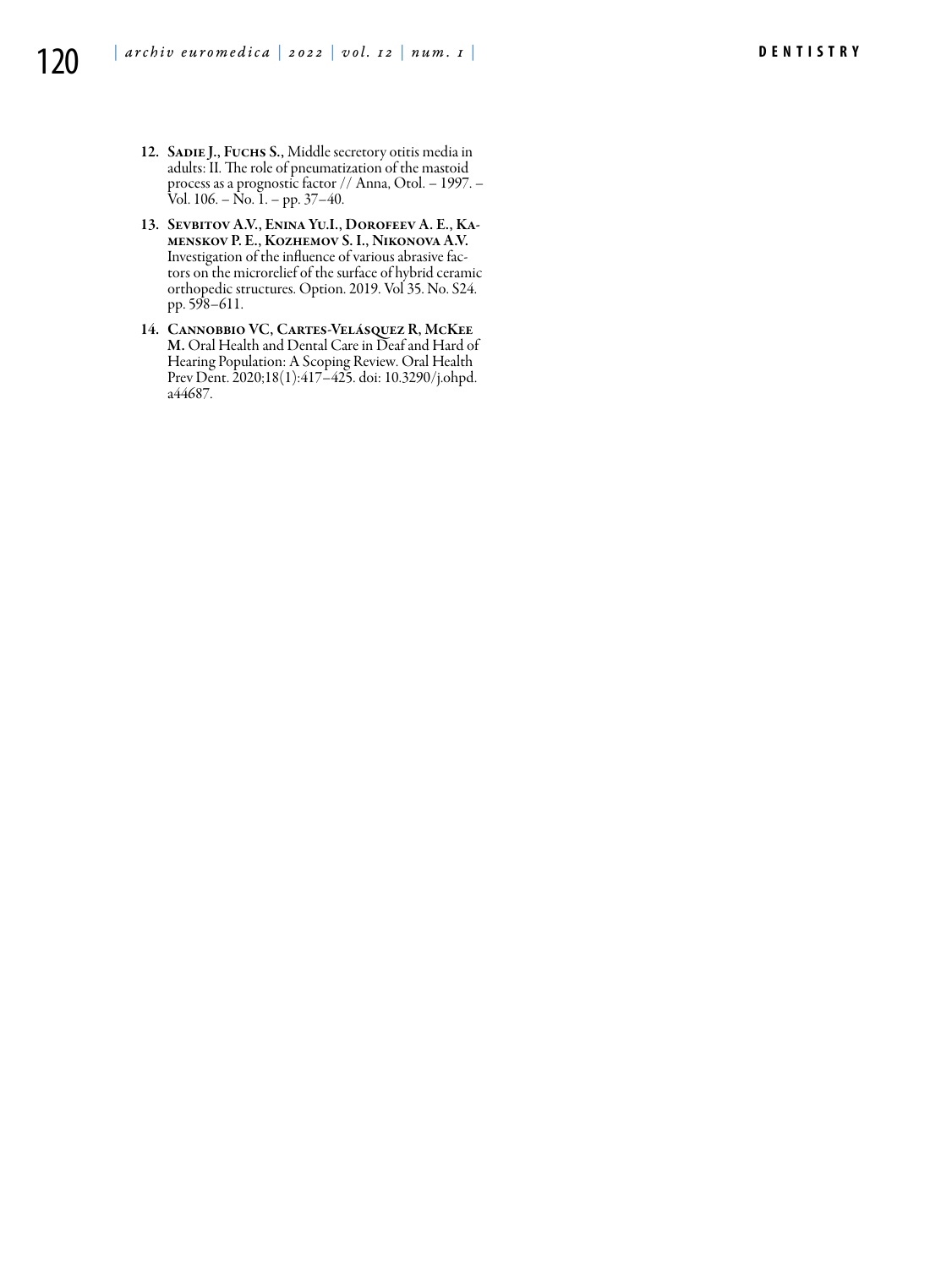12. **Sadie J., Fuchs S.,** Middle secretory otitis media in adults: II. The role of pneumatization of the mastoid process as a prognostic factor // Anna, Otol. – 1997. – Vol. 106. – No. 1. – pp. 37–40.
13. **Sevbitov A.V., Enina Yu.I., Dorofeev A. E., Kamenskov P. E., Kozhemov S. I., Nikonova A.V.** Investigation of the influence of various abrasive factors on the microrelief of the surface of hybrid ceramic orthopedic structures. Option. 2019. Vol 35. No. S24. pp. 598–611.
14. **Cannobbio VC, Cartes-Velásquez R, McKee M.** Oral Health and Dental Care in Deaf and Hard of Hearing Population: A Scoping Review. Oral Health Prev Dent. 2020;18(1):417–425. doi: 10.3290/j.ohpd.a44687.